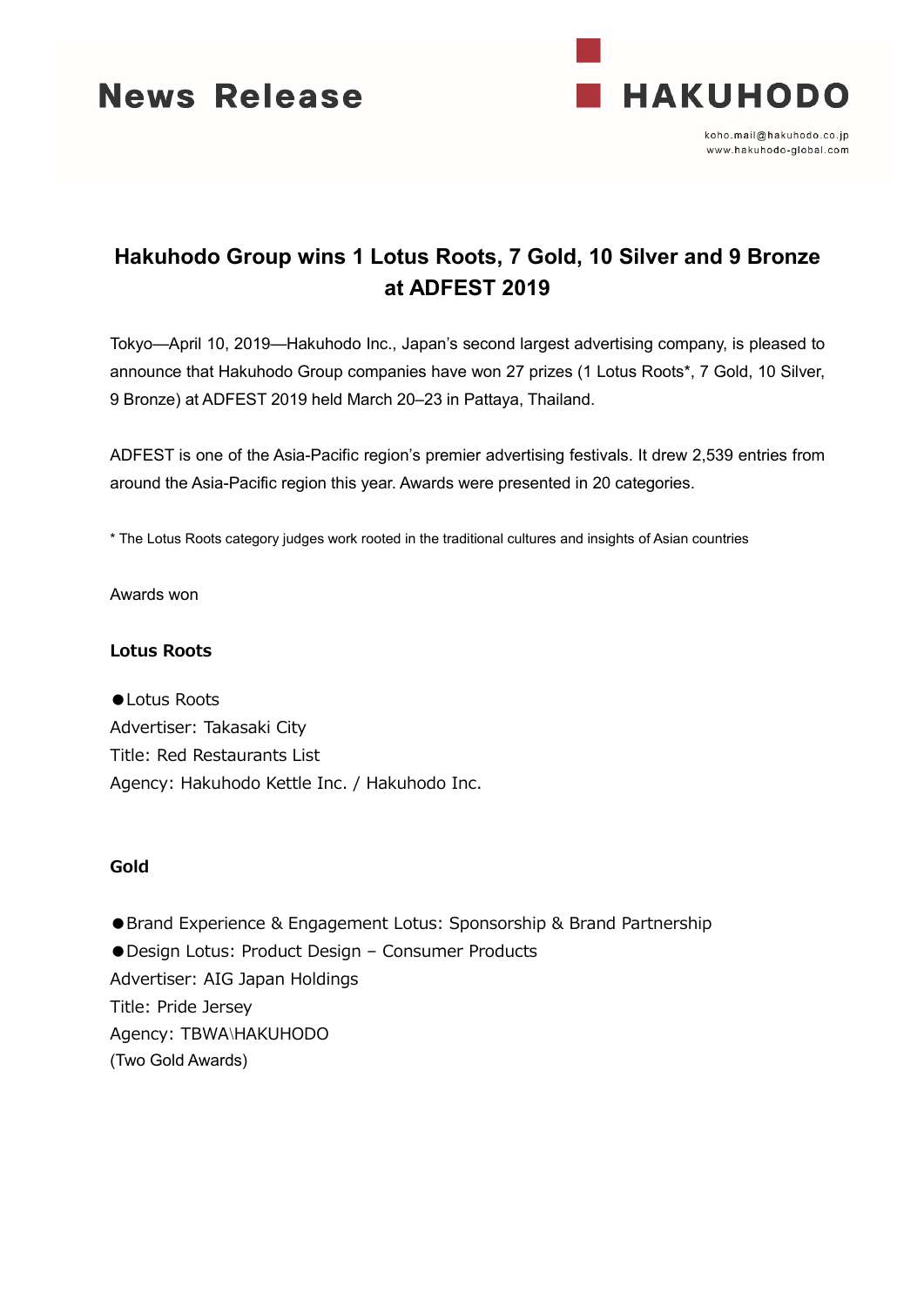News Release

HAKUHODO

koho.mail@hakuhodo.co.jp
www.hakuhodo-global.com

# Hakuhodo Group wins 1 Lotus Roots, 7 Gold, 10 Silver and 9 Bronze at ADFEST 2019

Tokyo—April 10, 2019—Hakuhodo Inc., Japan's second largest advertising company, is pleased to announce that Hakuhodo Group companies have won 27 prizes (1 Lotus Roots*, 7 Gold, 10 Silver, 9 Bronze) at ADFEST 2019 held March 20–23 in Pattaya, Thailand.

ADFEST is one of the Asia-Pacific region's premier advertising festivals. It drew 2,539 entries from around the Asia-Pacific region this year. Awards were presented in 20 categories.

* The Lotus Roots category judges work rooted in the traditional cultures and insights of Asian countries

Awards won

**Lotus Roots**

●Lotus Roots
Advertiser: Takasaki City
Title: Red Restaurants List
Agency: Hakuhodo Kettle Inc. / Hakuhodo Inc.

**Gold**

●Brand Experience & Engagement Lotus: Sponsorship & Brand Partnership
●Design Lotus: Product Design – Consumer Products
Advertiser: AIG Japan Holdings
Title: Pride Jersey
Agency: TBWA\HAKUHODO
(Two Gold Awards)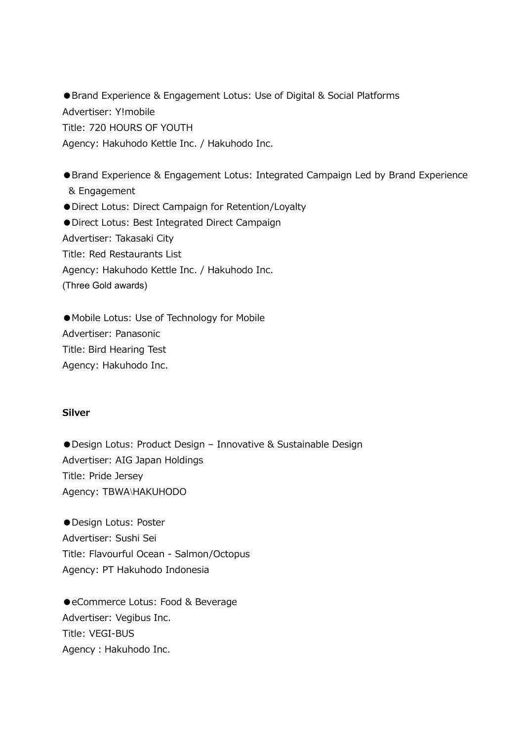●Brand Experience & Engagement Lotus: Use of Digital & Social Platforms
Advertiser: Y!mobile
Title: 720 HOURS OF YOUTH
Agency: Hakuhodo Kettle Inc. / Hakuhodo Inc.

●Brand Experience & Engagement Lotus: Integrated Campaign Led by Brand Experience & Engagement
●Direct Lotus: Direct Campaign for Retention/Loyalty
●Direct Lotus: Best Integrated Direct Campaign
Advertiser: Takasaki City
Title: Red Restaurants List
Agency: Hakuhodo Kettle Inc. / Hakuhodo Inc.
(Three Gold awards)

●Mobile Lotus: Use of Technology for Mobile
Advertiser: Panasonic
Title: Bird Hearing Test
Agency: Hakuhodo Inc.

**Silver**

●Design Lotus: Product Design – Innovative & Sustainable Design
Advertiser: AIG Japan Holdings
Title: Pride Jersey
Agency: TBWA\HAKUHODO

●Design Lotus: Poster
Advertiser: Sushi Sei
Title: Flavourful Ocean - Salmon/Octopus
Agency: PT Hakuhodo Indonesia

●eCommerce Lotus: Food & Beverage
Advertiser: Vegibus Inc.
Title: VEGI-BUS
Agency : Hakuhodo Inc.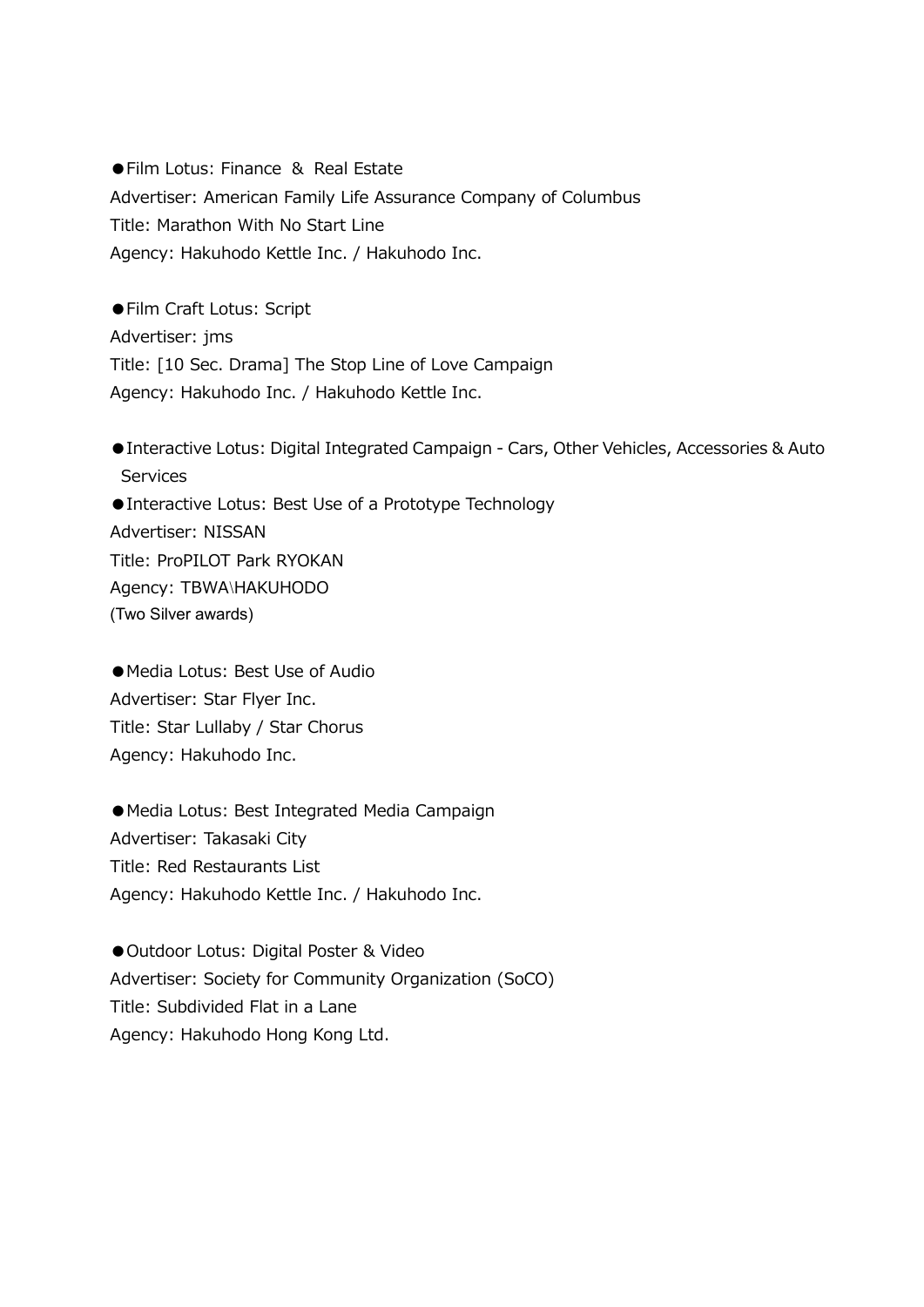●Film Lotus: Finance & Real Estate
Advertiser: American Family Life Assurance Company of Columbus
Title: Marathon With No Start Line
Agency: Hakuhodo Kettle Inc. / Hakuhodo Inc.

●Film Craft Lotus: Script
Advertiser: jms
Title: [10 Sec. Drama] The Stop Line of Love Campaign
Agency: Hakuhodo Inc. / Hakuhodo Kettle Inc.

●Interactive Lotus: Digital Integrated Campaign - Cars, Other Vehicles, Accessories & Auto Services
●Interactive Lotus: Best Use of a Prototype Technology
Advertiser: NISSAN
Title: ProPILOT Park RYOKAN
Agency: TBWA\HAKUHODO
(Two Silver awards)

●Media Lotus: Best Use of Audio
Advertiser: Star Flyer Inc.
Title: Star Lullaby / Star Chorus
Agency: Hakuhodo Inc.

●Media Lotus: Best Integrated Media Campaign
Advertiser: Takasaki City
Title: Red Restaurants List
Agency: Hakuhodo Kettle Inc. / Hakuhodo Inc.

●Outdoor Lotus: Digital Poster & Video
Advertiser: Society for Community Organization (SoCO)
Title: Subdivided Flat in a Lane
Agency: Hakuhodo Hong Kong Ltd.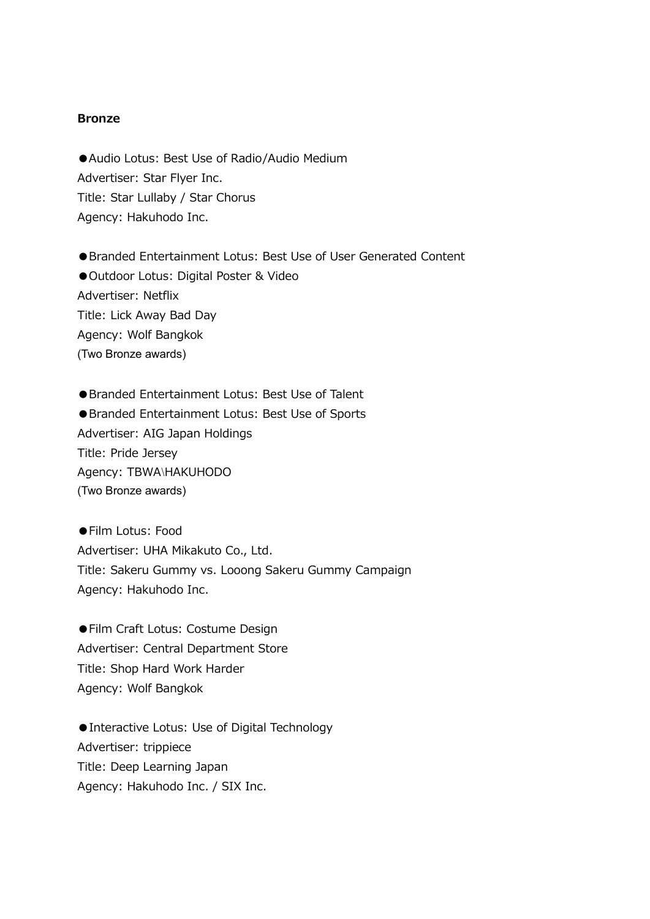**Bronze**

●Audio Lotus: Best Use of Radio/Audio Medium
Advertiser: Star Flyer Inc.
Title: Star Lullaby / Star Chorus
Agency: Hakuhodo Inc.

●Branded Entertainment Lotus: Best Use of User Generated Content
●Outdoor Lotus: Digital Poster & Video
Advertiser: Netflix
Title: Lick Away Bad Day
Agency: Wolf Bangkok
(Two Bronze awards)

●Branded Entertainment Lotus: Best Use of Talent
●Branded Entertainment Lotus: Best Use of Sports
Advertiser: AIG Japan Holdings
Title: Pride Jersey
Agency: TBWA\HAKUHODO
(Two Bronze awards)

●Film Lotus: Food
Advertiser: UHA Mikakuto Co., Ltd.
Title: Sakeru Gummy vs. Looong Sakeru Gummy Campaign
Agency: Hakuhodo Inc.

●Film Craft Lotus: Costume Design
Advertiser: Central Department Store
Title: Shop Hard Work Harder
Agency: Wolf Bangkok

●Interactive Lotus: Use of Digital Technology
Advertiser: trippiece
Title: Deep Learning Japan
Agency: Hakuhodo Inc. / SIX Inc.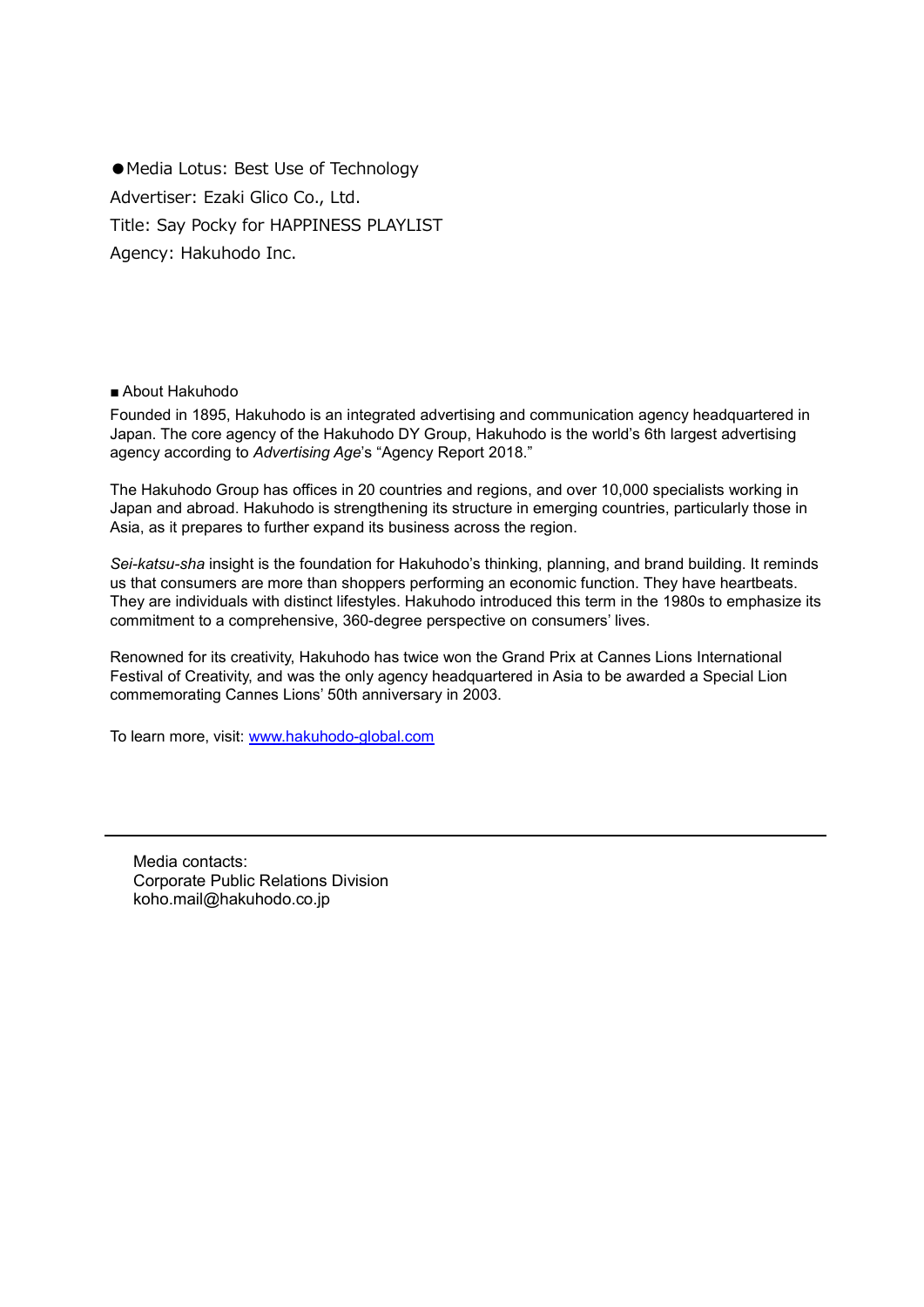●Media Lotus: Best Use of Technology
Advertiser: Ezaki Glico Co., Ltd.
Title: Say Pocky for HAPPINESS PLAYLIST
Agency: Hakuhodo Inc.

■ About Hakuhodo

Founded in 1895, Hakuhodo is an integrated advertising and communication agency headquartered in Japan. The core agency of the Hakuhodo DY Group, Hakuhodo is the world's 6th largest advertising agency according to *Advertising Age*'s "Agency Report 2018."

The Hakuhodo Group has offices in 20 countries and regions, and over 10,000 specialists working in Japan and abroad. Hakuhodo is strengthening its structure in emerging countries, particularly those in Asia, as it prepares to further expand its business across the region.

*Sei-katsu-sha* insight is the foundation for Hakuhodo's thinking, planning, and brand building. It reminds us that consumers are more than shoppers performing an economic function. They have heartbeats. They are individuals with distinct lifestyles. Hakuhodo introduced this term in the 1980s to emphasize its commitment to a comprehensive, 360-degree perspective on consumers' lives.

Renowned for its creativity, Hakuhodo has twice won the Grand Prix at Cannes Lions International Festival of Creativity, and was the only agency headquartered in Asia to be awarded a Special Lion commemorating Cannes Lions' 50th anniversary in 2003.

To learn more, visit: [www.hakuhodo-global.com](http://www.hakuhodo-global.com)

---

Media contacts:
Corporate Public Relations Division
koho.mail@hakuhodo.co.jp